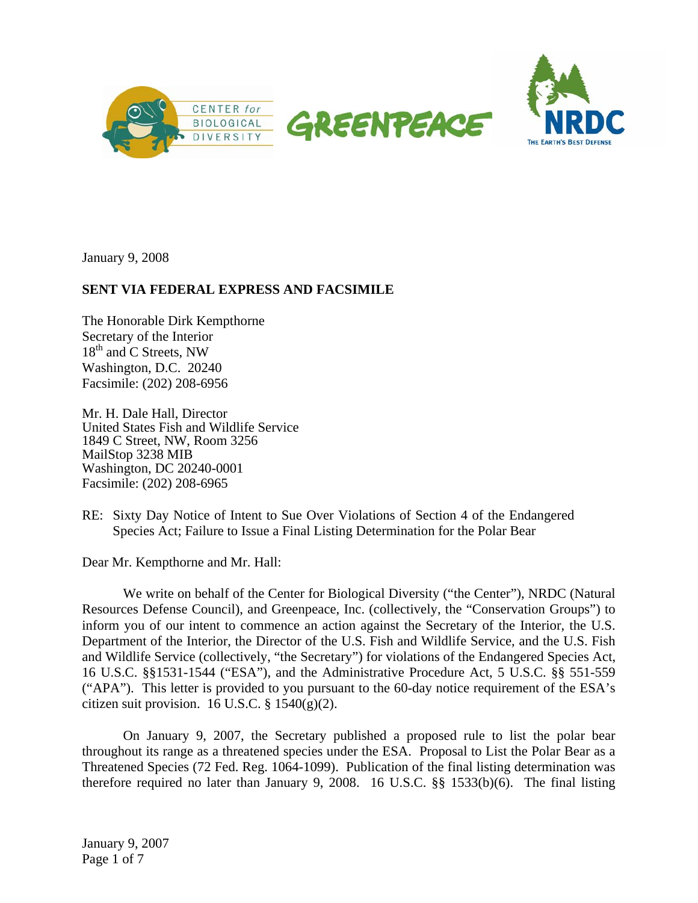CENTER for BIOLOGICAL DIVERSITY

GREENPEACE

NRDC
THE EARTH'S BEST DEFENSE

January 9, 2008

**SENT VIA FEDERAL EXPRESS AND FACSIMILE**

The Honorable Dirk Kempthorne
Secretary of the Interior
18th and C Streets, NW
Washington, D.C. 20240
Facsimile: (202) 208-6956

Mr. H. Dale Hall, Director
United States Fish and Wildlife Service
1849 C Street, NW, Room 3256
MailStop 3238 MIB
Washington, DC 20240-0001
Facsimile: (202) 208-6965

RE: Sixty Day Notice of Intent to Sue Over Violations of Section 4 of the Endangered Species Act; Failure to Issue a Final Listing Determination for the Polar Bear

Dear Mr. Kempthorne and Mr. Hall:

We write on behalf of the Center for Biological Diversity ("the Center"), NRDC (Natural Resources Defense Council), and Greenpeace, Inc. (collectively, the "Conservation Groups") to inform you of our intent to commence an action against the Secretary of the Interior, the U.S. Department of the Interior, the Director of the U.S. Fish and Wildlife Service, and the U.S. Fish and Wildlife Service (collectively, "the Secretary") for violations of the Endangered Species Act, 16 U.S.C. §§1531-1544 ("ESA"), and the Administrative Procedure Act, 5 U.S.C. §§ 551-559 ("APA"). This letter is provided to you pursuant to the 60-day notice requirement of the ESA's citizen suit provision. 16 U.S.C. § 1540(g)(2).

On January 9, 2007, the Secretary published a proposed rule to list the polar bear throughout its range as a threatened species under the ESA. Proposal to List the Polar Bear as a Threatened Species (72 Fed. Reg. 1064-1099). Publication of the final listing determination was therefore required no later than January 9, 2008. 16 U.S.C. §§ 1533(b)(6). The final listing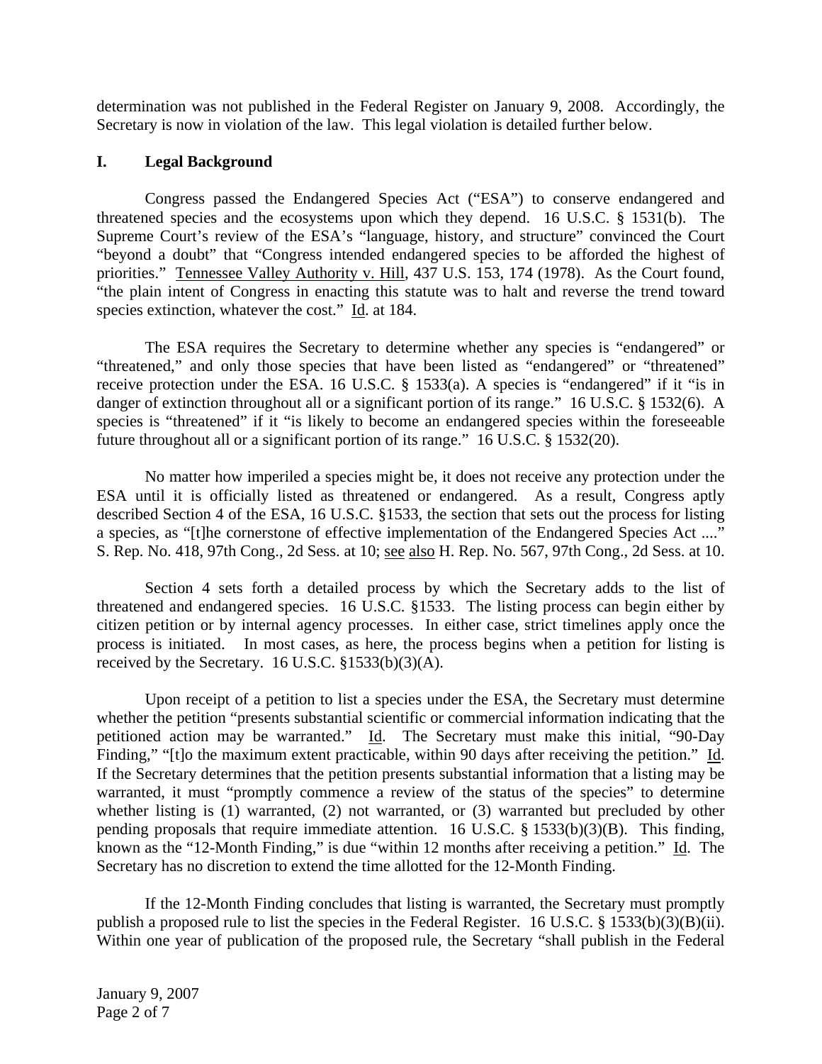determination was not published in the Federal Register on January 9, 2008. Accordingly, the Secretary is now in violation of the law. This legal violation is detailed further below.

## I. Legal Background

Congress passed the Endangered Species Act ("ESA") to conserve endangered and threatened species and the ecosystems upon which they depend. 16 U.S.C. § 1531(b). The Supreme Court's review of the ESA's "language, history, and structure" convinced the Court "beyond a doubt" that "Congress intended endangered species to be afforded the highest of priorities." Tennessee Valley Authority v. Hill, 437 U.S. 153, 174 (1978). As the Court found, "the plain intent of Congress in enacting this statute was to halt and reverse the trend toward species extinction, whatever the cost." Id. at 184.

The ESA requires the Secretary to determine whether any species is "endangered" or "threatened," and only those species that have been listed as "endangered" or "threatened" receive protection under the ESA. 16 U.S.C. § 1533(a). A species is "endangered" if it "is in danger of extinction throughout all or a significant portion of its range." 16 U.S.C. § 1532(6). A species is "threatened" if it "is likely to become an endangered species within the foreseeable future throughout all or a significant portion of its range." 16 U.S.C. § 1532(20).

No matter how imperiled a species might be, it does not receive any protection under the ESA until it is officially listed as threatened or endangered. As a result, Congress aptly described Section 4 of the ESA, 16 U.S.C. §1533, the section that sets out the process for listing a species, as "[t]he cornerstone of effective implementation of the Endangered Species Act ...." S. Rep. No. 418, 97th Cong., 2d Sess. at 10; see also H. Rep. No. 567, 97th Cong., 2d Sess. at 10.

Section 4 sets forth a detailed process by which the Secretary adds to the list of threatened and endangered species. 16 U.S.C. §1533. The listing process can begin either by citizen petition or by internal agency processes. In either case, strict timelines apply once the process is initiated. In most cases, as here, the process begins when a petition for listing is received by the Secretary. 16 U.S.C. §1533(b)(3)(A).

Upon receipt of a petition to list a species under the ESA, the Secretary must determine whether the petition "presents substantial scientific or commercial information indicating that the petitioned action may be warranted." Id. The Secretary must make this initial, "90-Day Finding," "[t]o the maximum extent practicable, within 90 days after receiving the petition." Id. If the Secretary determines that the petition presents substantial information that a listing may be warranted, it must "promptly commence a review of the status of the species" to determine whether listing is (1) warranted, (2) not warranted, or (3) warranted but precluded by other pending proposals that require immediate attention. 16 U.S.C. § 1533(b)(3)(B). This finding, known as the "12-Month Finding," is due "within 12 months after receiving a petition." Id. The Secretary has no discretion to extend the time allotted for the 12-Month Finding.

If the 12-Month Finding concludes that listing is warranted, the Secretary must promptly publish a proposed rule to list the species in the Federal Register. 16 U.S.C. § 1533(b)(3)(B)(ii). Within one year of publication of the proposed rule, the Secretary "shall publish in the Federal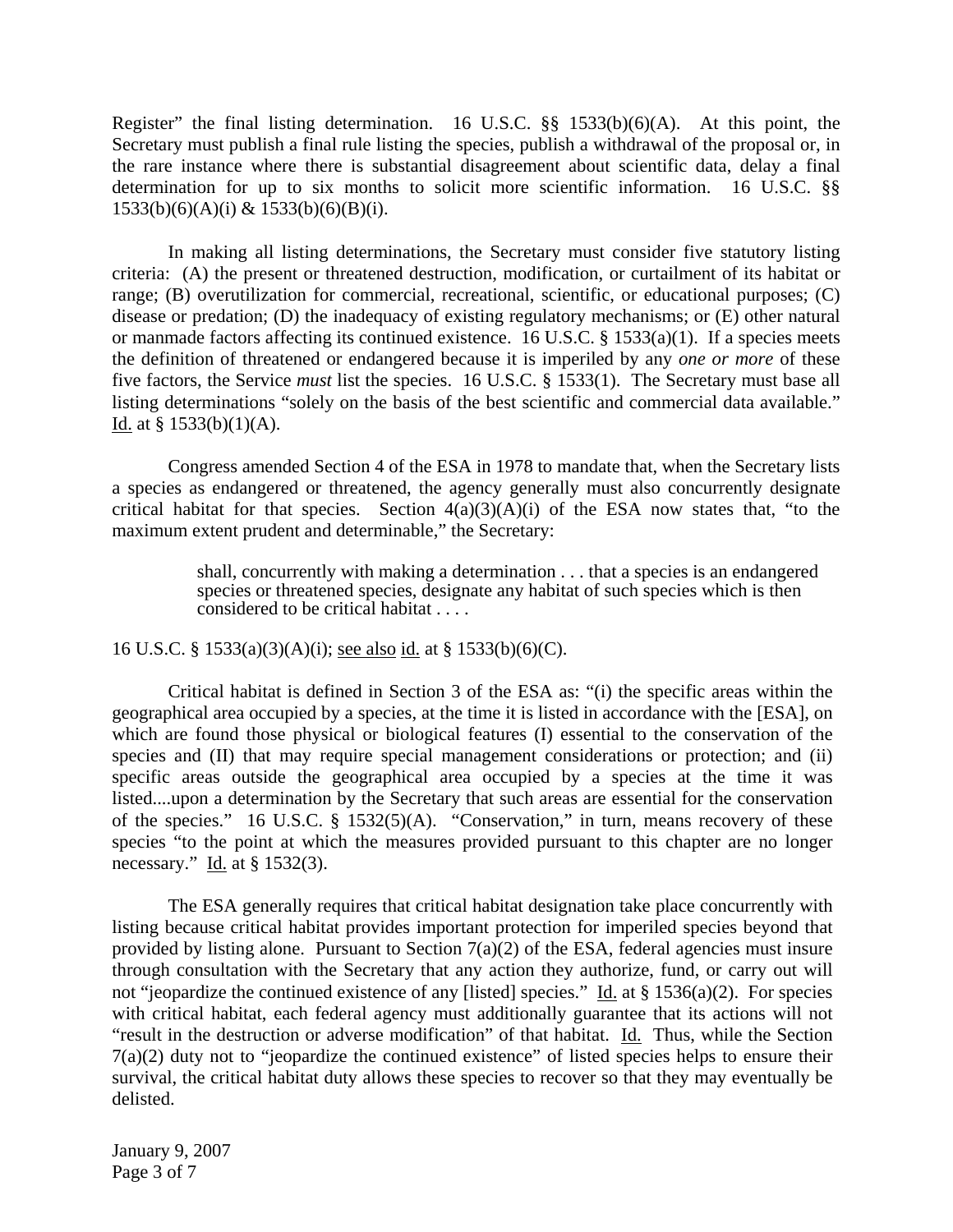Register" the final listing determination. 16 U.S.C. §§ 1533(b)(6)(A). At this point, the Secretary must publish a final rule listing the species, publish a withdrawal of the proposal or, in the rare instance where there is substantial disagreement about scientific data, delay a final determination for up to six months to solicit more scientific information. 16 U.S.C. §§ 1533(b)(6)(A)(i) & 1533(b)(6)(B)(i).

In making all listing determinations, the Secretary must consider five statutory listing criteria: (A) the present or threatened destruction, modification, or curtailment of its habitat or range; (B) overutilization for commercial, recreational, scientific, or educational purposes; (C) disease or predation; (D) the inadequacy of existing regulatory mechanisms; or (E) other natural or manmade factors affecting its continued existence. 16 U.S.C. § 1533(a)(1). If a species meets the definition of threatened or endangered because it is imperiled by any *one or more* of these five factors, the Service *must* list the species. 16 U.S.C. § 1533(1). The Secretary must base all listing determinations "solely on the basis of the best scientific and commercial data available." Id. at § 1533(b)(1)(A).

Congress amended Section 4 of the ESA in 1978 to mandate that, when the Secretary lists a species as endangered or threatened, the agency generally must also concurrently designate critical habitat for that species. Section 4(a)(3)(A)(i) of the ESA now states that, "to the maximum extent prudent and determinable," the Secretary:

> shall, concurrently with making a determination . . . that a species is an endangered species or threatened species, designate any habitat of such species which is then considered to be critical habitat . . . .

16 U.S.C. § 1533(a)(3)(A)(i); see also id. at § 1533(b)(6)(C).

Critical habitat is defined in Section 3 of the ESA as: "(i) the specific areas within the geographical area occupied by a species, at the time it is listed in accordance with the [ESA], on which are found those physical or biological features (I) essential to the conservation of the species and (II) that may require special management considerations or protection; and (ii) specific areas outside the geographical area occupied by a species at the time it was listed....upon a determination by the Secretary that such areas are essential for the conservation of the species." 16 U.S.C. § 1532(5)(A). "Conservation," in turn, means recovery of these species "to the point at which the measures provided pursuant to this chapter are no longer necessary." Id. at § 1532(3).

The ESA generally requires that critical habitat designation take place concurrently with listing because critical habitat provides important protection for imperiled species beyond that provided by listing alone. Pursuant to Section 7(a)(2) of the ESA, federal agencies must insure through consultation with the Secretary that any action they authorize, fund, or carry out will not "jeopardize the continued existence of any [listed] species." Id. at § 1536(a)(2). For species with critical habitat, each federal agency must additionally guarantee that its actions will not "result in the destruction or adverse modification" of that habitat. Id. Thus, while the Section 7(a)(2) duty not to "jeopardize the continued existence" of listed species helps to ensure their survival, the critical habitat duty allows these species to recover so that they may eventually be delisted.

January 9, 2007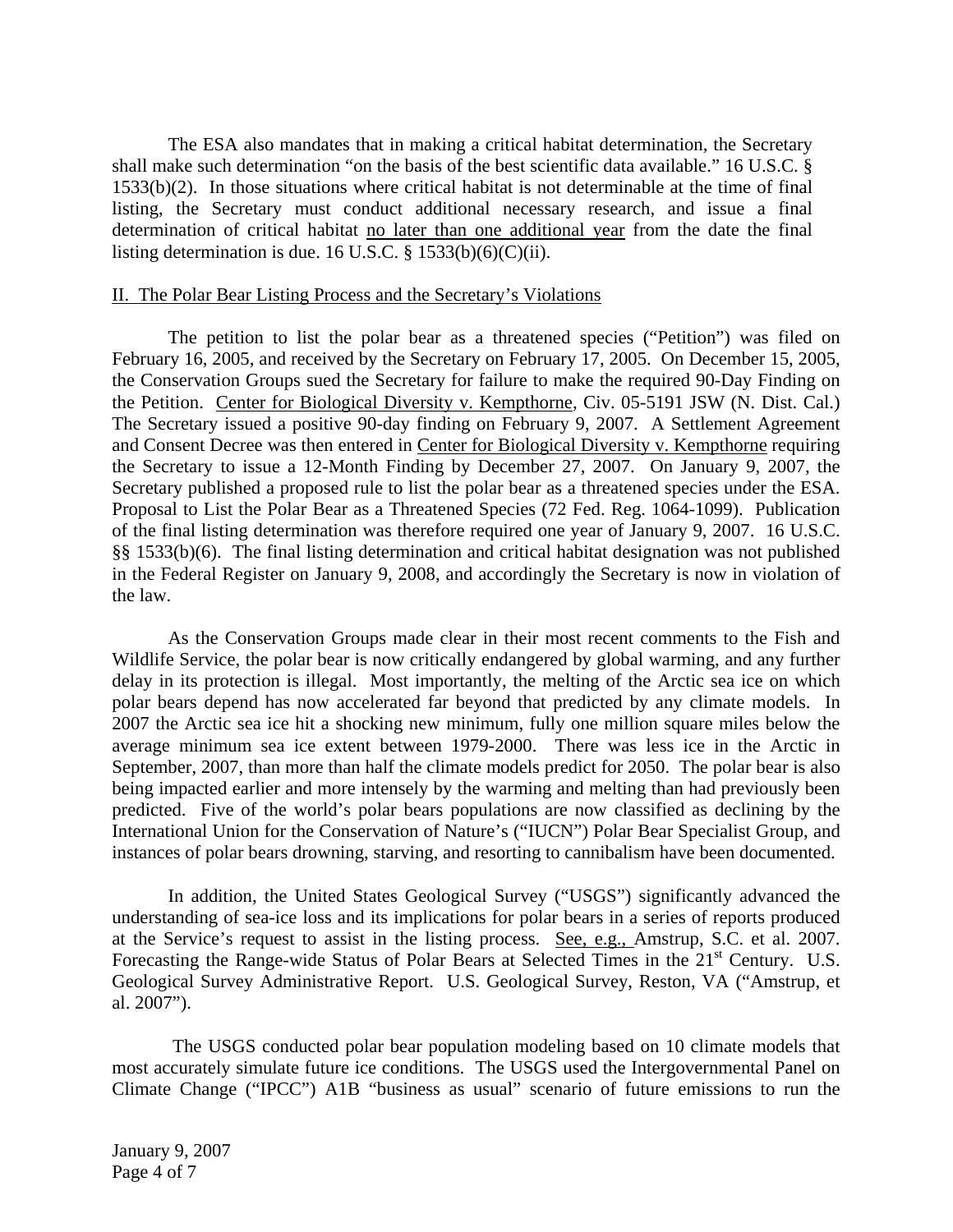The ESA also mandates that in making a critical habitat determination, the Secretary shall make such determination "on the basis of the best scientific data available." 16 U.S.C. § 1533(b)(2). In those situations where critical habitat is not determinable at the time of final listing, the Secretary must conduct additional necessary research, and issue a final determination of critical habitat no later than one additional year from the date the final listing determination is due. 16 U.S.C. § 1533(b)(6)(C)(ii).

## II. The Polar Bear Listing Process and the Secretary's Violations

The petition to list the polar bear as a threatened species ("Petition") was filed on February 16, 2005, and received by the Secretary on February 17, 2005. On December 15, 2005, the Conservation Groups sued the Secretary for failure to make the required 90-Day Finding on the Petition. Center for Biological Diversity v. Kempthorne, Civ. 05-5191 JSW (N. Dist. Cal.) The Secretary issued a positive 90-day finding on February 9, 2007. A Settlement Agreement and Consent Decree was then entered in Center for Biological Diversity v. Kempthorne requiring the Secretary to issue a 12-Month Finding by December 27, 2007. On January 9, 2007, the Secretary published a proposed rule to list the polar bear as a threatened species under the ESA. Proposal to List the Polar Bear as a Threatened Species (72 Fed. Reg. 1064-1099). Publication of the final listing determination was therefore required one year of January 9, 2007. 16 U.S.C. §§ 1533(b)(6). The final listing determination and critical habitat designation was not published in the Federal Register on January 9, 2008, and accordingly the Secretary is now in violation of the law.

As the Conservation Groups made clear in their most recent comments to the Fish and Wildlife Service, the polar bear is now critically endangered by global warming, and any further delay in its protection is illegal. Most importantly, the melting of the Arctic sea ice on which polar bears depend has now accelerated far beyond that predicted by any climate models. In 2007 the Arctic sea ice hit a shocking new minimum, fully one million square miles below the average minimum sea ice extent between 1979-2000. There was less ice in the Arctic in September, 2007, than more than half the climate models predict for 2050. The polar bear is also being impacted earlier and more intensely by the warming and melting than had previously been predicted. Five of the world's polar bears populations are now classified as declining by the International Union for the Conservation of Nature's ("IUCN") Polar Bear Specialist Group, and instances of polar bears drowning, starving, and resorting to cannibalism have been documented.

In addition, the United States Geological Survey ("USGS") significantly advanced the understanding of sea-ice loss and its implications for polar bears in a series of reports produced at the Service's request to assist in the listing process. See, e.g., Amstrup, S.C. et al. 2007. Forecasting the Range-wide Status of Polar Bears at Selected Times in the 21st Century. U.S. Geological Survey Administrative Report. U.S. Geological Survey, Reston, VA ("Amstrup, et al. 2007").

The USGS conducted polar bear population modeling based on 10 climate models that most accurately simulate future ice conditions. The USGS used the Intergovernmental Panel on Climate Change ("IPCC") A1B "business as usual" scenario of future emissions to run the

January 9, 2007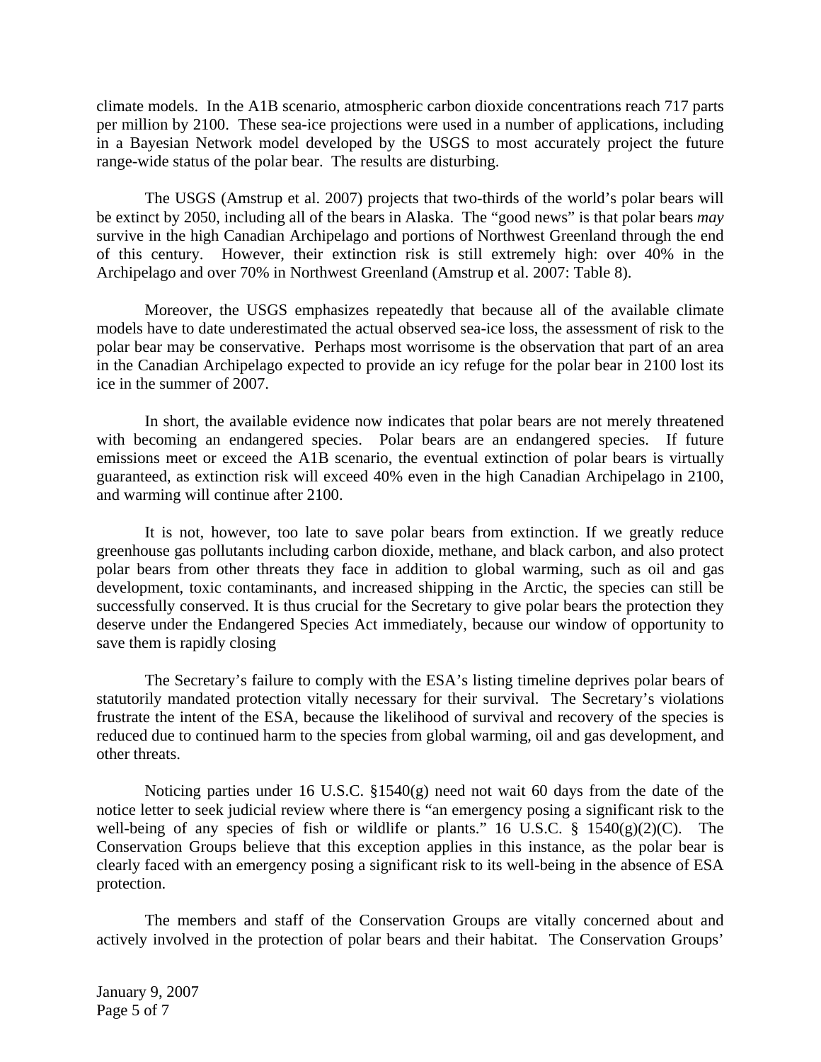climate models. In the A1B scenario, atmospheric carbon dioxide concentrations reach 717 parts per million by 2100. These sea-ice projections were used in a number of applications, including in a Bayesian Network model developed by the USGS to most accurately project the future range-wide status of the polar bear. The results are disturbing.

The USGS (Amstrup et al. 2007) projects that two-thirds of the world's polar bears will be extinct by 2050, including all of the bears in Alaska. The "good news" is that polar bears *may* survive in the high Canadian Archipelago and portions of Northwest Greenland through the end of this century. However, their extinction risk is still extremely high: over 40% in the Archipelago and over 70% in Northwest Greenland (Amstrup et al. 2007: Table 8).

Moreover, the USGS emphasizes repeatedly that because all of the available climate models have to date underestimated the actual observed sea-ice loss, the assessment of risk to the polar bear may be conservative. Perhaps most worrisome is the observation that part of an area in the Canadian Archipelago expected to provide an icy refuge for the polar bear in 2100 lost its ice in the summer of 2007.

In short, the available evidence now indicates that polar bears are not merely threatened with becoming an endangered species. Polar bears are an endangered species. If future emissions meet or exceed the A1B scenario, the eventual extinction of polar bears is virtually guaranteed, as extinction risk will exceed 40% even in the high Canadian Archipelago in 2100, and warming will continue after 2100.

It is not, however, too late to save polar bears from extinction. If we greatly reduce greenhouse gas pollutants including carbon dioxide, methane, and black carbon, and also protect polar bears from other threats they face in addition to global warming, such as oil and gas development, toxic contaminants, and increased shipping in the Arctic, the species can still be successfully conserved. It is thus crucial for the Secretary to give polar bears the protection they deserve under the Endangered Species Act immediately, because our window of opportunity to save them is rapidly closing

The Secretary's failure to comply with the ESA's listing timeline deprives polar bears of statutorily mandated protection vitally necessary for their survival. The Secretary's violations frustrate the intent of the ESA, because the likelihood of survival and recovery of the species is reduced due to continued harm to the species from global warming, oil and gas development, and other threats.

Noticing parties under 16 U.S.C. §1540(g) need not wait 60 days from the date of the notice letter to seek judicial review where there is "an emergency posing a significant risk to the well-being of any species of fish or wildlife or plants." 16 U.S.C. § 1540(g)(2)(C). The Conservation Groups believe that this exception applies in this instance, as the polar bear is clearly faced with an emergency posing a significant risk to its well-being in the absence of ESA protection.

The members and staff of the Conservation Groups are vitally concerned about and actively involved in the protection of polar bears and their habitat. The Conservation Groups'

January 9, 2007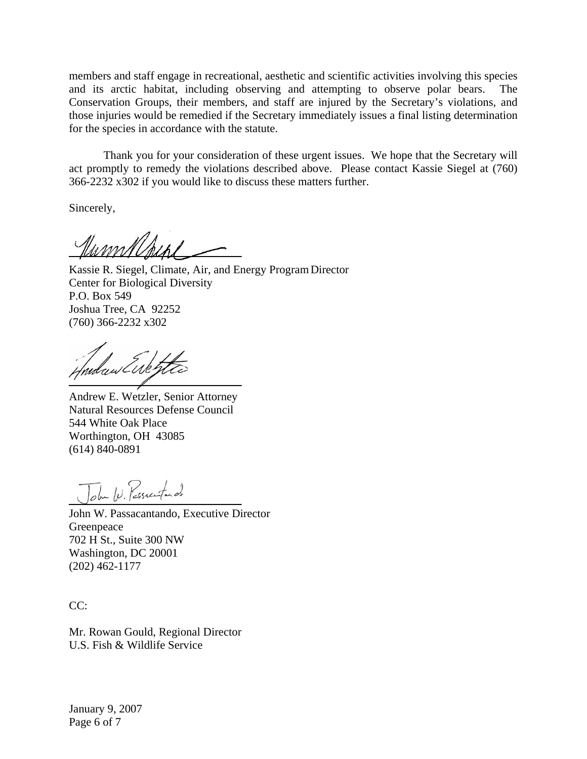members and staff engage in recreational, aesthetic and scientific activities involving this species and its arctic habitat, including observing and attempting to observe polar bears. The Conservation Groups, their members, and staff are injured by the Secretary's violations, and those injuries would be remedied if the Secretary immediately issues a final listing determination for the species in accordance with the statute.

Thank you for your consideration of these urgent issues. We hope that the Secretary will act promptly to remedy the violations described above. Please contact Kassie Siegel at (760) 366-2232 x302 if you would like to discuss these matters further.

Sincerely,

Kassie R. Siegel, Climate, Air, and Energy Program Director
Center for Biological Diversity
P.O. Box 549
Joshua Tree, CA 92252
(760) 366-2232 x302

Andrew E. Wetzler, Senior Attorney
Natural Resources Defense Council
544 White Oak Place
Worthington, OH 43085
(614) 840-0891

John W. Passacantando, Executive Director
Greenpeace
702 H St., Suite 300 NW
Washington, DC 20001
(202) 462-1177

CC:

Mr. Rowan Gould, Regional Director
U.S. Fish & Wildlife Service

January 9, 2007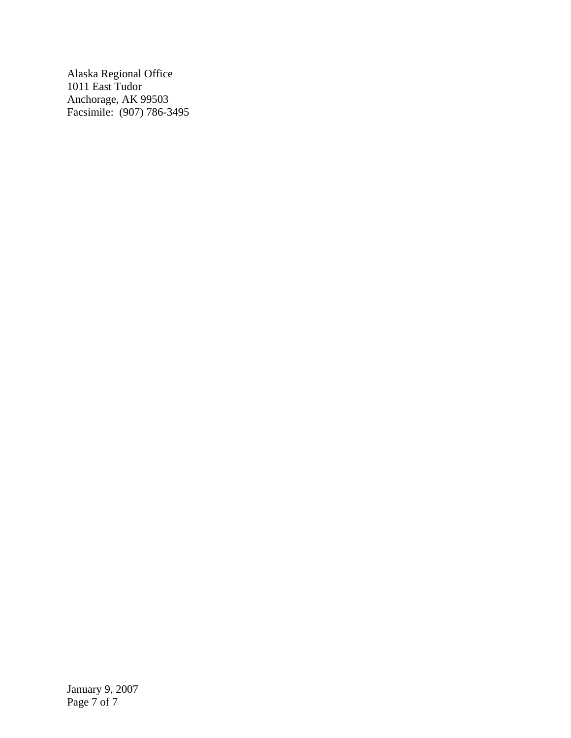Alaska Regional Office
1011 East Tudor
Anchorage, AK 99503
Facsimile: (907) 786-3495